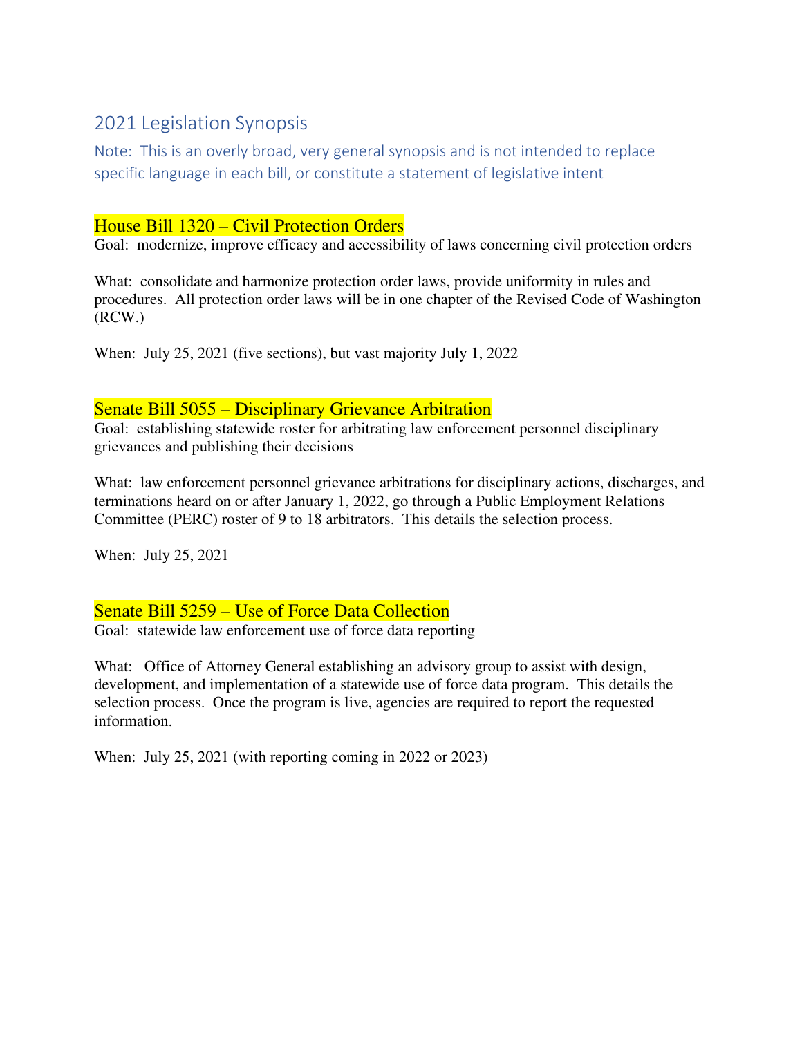# 2021 Legislation Synopsis

Note: This is an overly broad, very general synopsis and is not intended to replace specific language in each bill, or constitute a statement of legislative intent

## House Bill 1320 – Civil Protection Orders

Goal: modernize, improve efficacy and accessibility of laws concerning civil protection orders

What: consolidate and harmonize protection order laws, provide uniformity in rules and procedures. All protection order laws will be in one chapter of the Revised Code of Washington (RCW.)

When: July 25, 2021 (five sections), but vast majority July 1, 2022

## Senate Bill 5055 – Disciplinary Grievance Arbitration

Goal: establishing statewide roster for arbitrating law enforcement personnel disciplinary grievances and publishing their decisions

What: law enforcement personnel grievance arbitrations for disciplinary actions, discharges, and terminations heard on or after January 1, 2022, go through a Public Employment Relations Committee (PERC) roster of 9 to 18 arbitrators. This details the selection process.

When: July 25, 2021

## Senate Bill 5259 – Use of Force Data Collection

Goal: statewide law enforcement use of force data reporting

What: Office of Attorney General establishing an advisory group to assist with design, development, and implementation of a statewide use of force data program. This details the selection process. Once the program is live, agencies are required to report the requested information.

When: July 25, 2021 (with reporting coming in 2022 or 2023)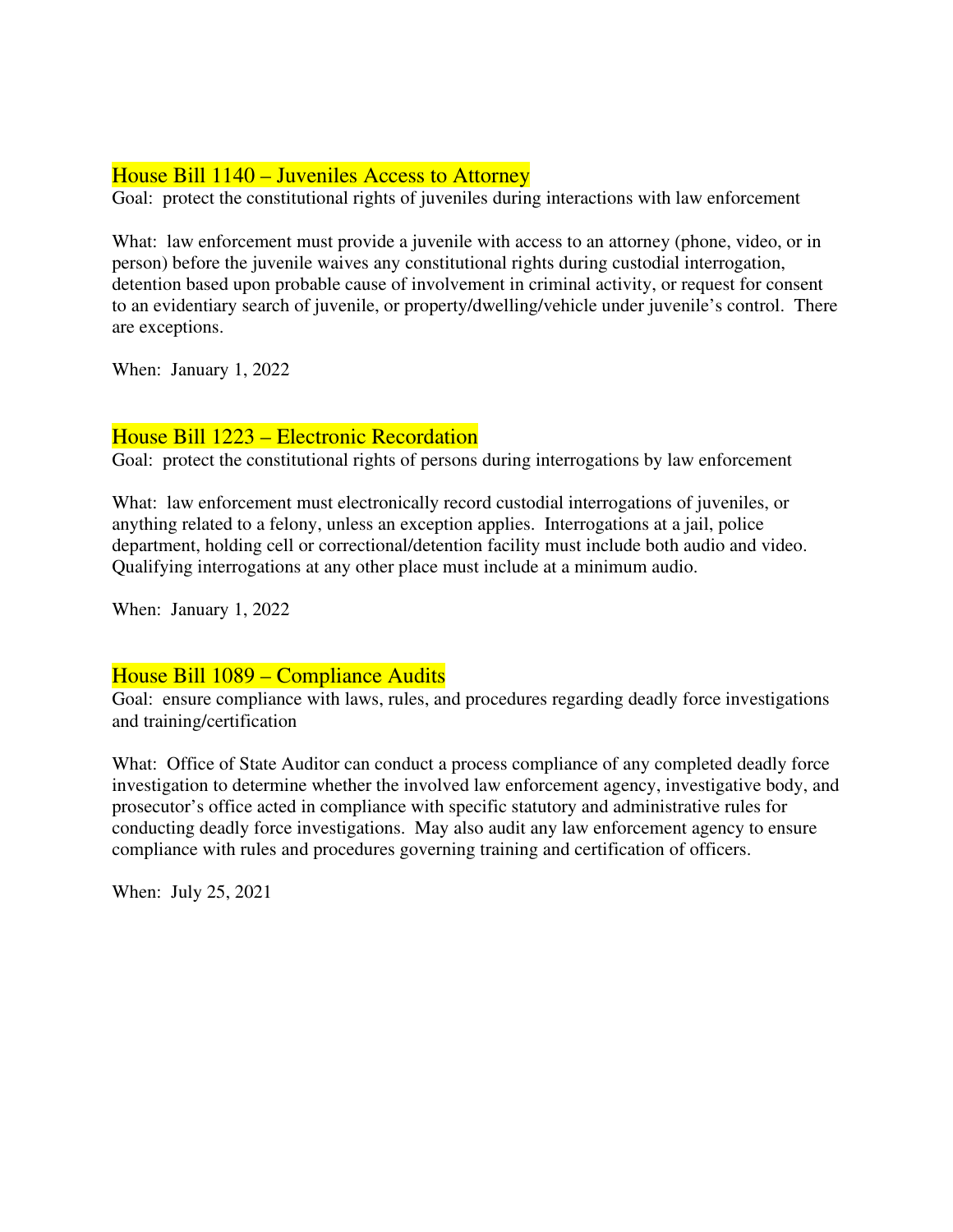## House Bill 1140 – Juveniles Access to Attorney

Goal: protect the constitutional rights of juveniles during interactions with law enforcement

What: law enforcement must provide a juvenile with access to an attorney (phone, video, or in person) before the juvenile waives any constitutional rights during custodial interrogation, detention based upon probable cause of involvement in criminal activity, or request for consent to an evidentiary search of juvenile, or property/dwelling/vehicle under juvenile's control. There are exceptions.

When: January 1, 2022

## House Bill 1223 – Electronic Recordation

Goal: protect the constitutional rights of persons during interrogations by law enforcement

What: law enforcement must electronically record custodial interrogations of juveniles, or anything related to a felony, unless an exception applies. Interrogations at a jail, police department, holding cell or correctional/detention facility must include both audio and video. Qualifying interrogations at any other place must include at a minimum audio.

When: January 1, 2022

## House Bill 1089 – Compliance Audits

Goal: ensure compliance with laws, rules, and procedures regarding deadly force investigations and training/certification

What: Office of State Auditor can conduct a process compliance of any completed deadly force investigation to determine whether the involved law enforcement agency, investigative body, and prosecutor's office acted in compliance with specific statutory and administrative rules for conducting deadly force investigations. May also audit any law enforcement agency to ensure compliance with rules and procedures governing training and certification of officers.

When: July 25, 2021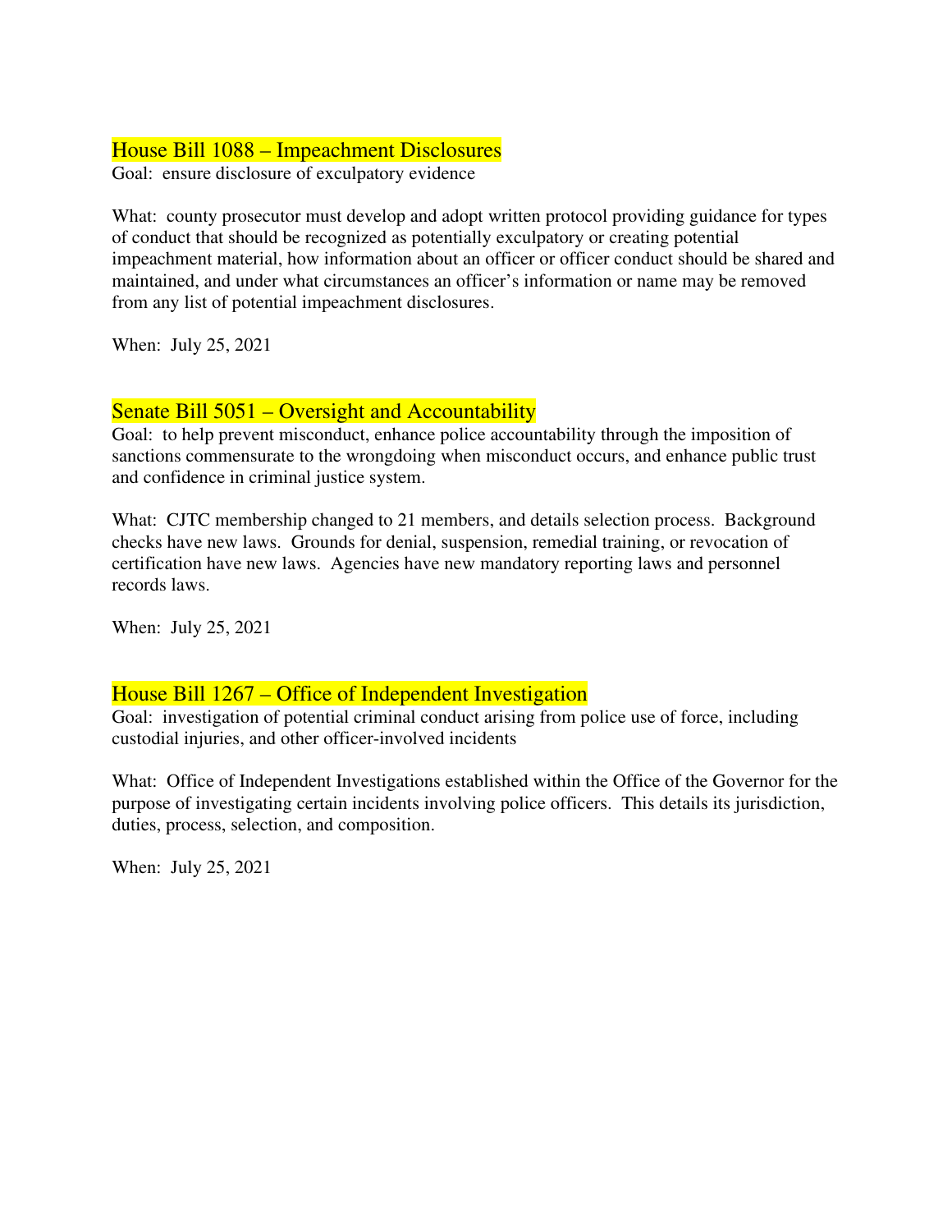## House Bill 1088 – Impeachment Disclosures

Goal: ensure disclosure of exculpatory evidence

What: county prosecutor must develop and adopt written protocol providing guidance for types of conduct that should be recognized as potentially exculpatory or creating potential impeachment material, how information about an officer or officer conduct should be shared and maintained, and under what circumstances an officer's information or name may be removed from any list of potential impeachment disclosures.

When: July 25, 2021

## Senate Bill 5051 – Oversight and Accountability

Goal: to help prevent misconduct, enhance police accountability through the imposition of sanctions commensurate to the wrongdoing when misconduct occurs, and enhance public trust and confidence in criminal justice system.

What: CJTC membership changed to 21 members, and details selection process. Background checks have new laws. Grounds for denial, suspension, remedial training, or revocation of certification have new laws. Agencies have new mandatory reporting laws and personnel records laws.

When: July 25, 2021

## House Bill 1267 – Office of Independent Investigation

Goal: investigation of potential criminal conduct arising from police use of force, including custodial injuries, and other officer-involved incidents

What: Office of Independent Investigations established within the Office of the Governor for the purpose of investigating certain incidents involving police officers. This details its jurisdiction, duties, process, selection, and composition.

When: July 25, 2021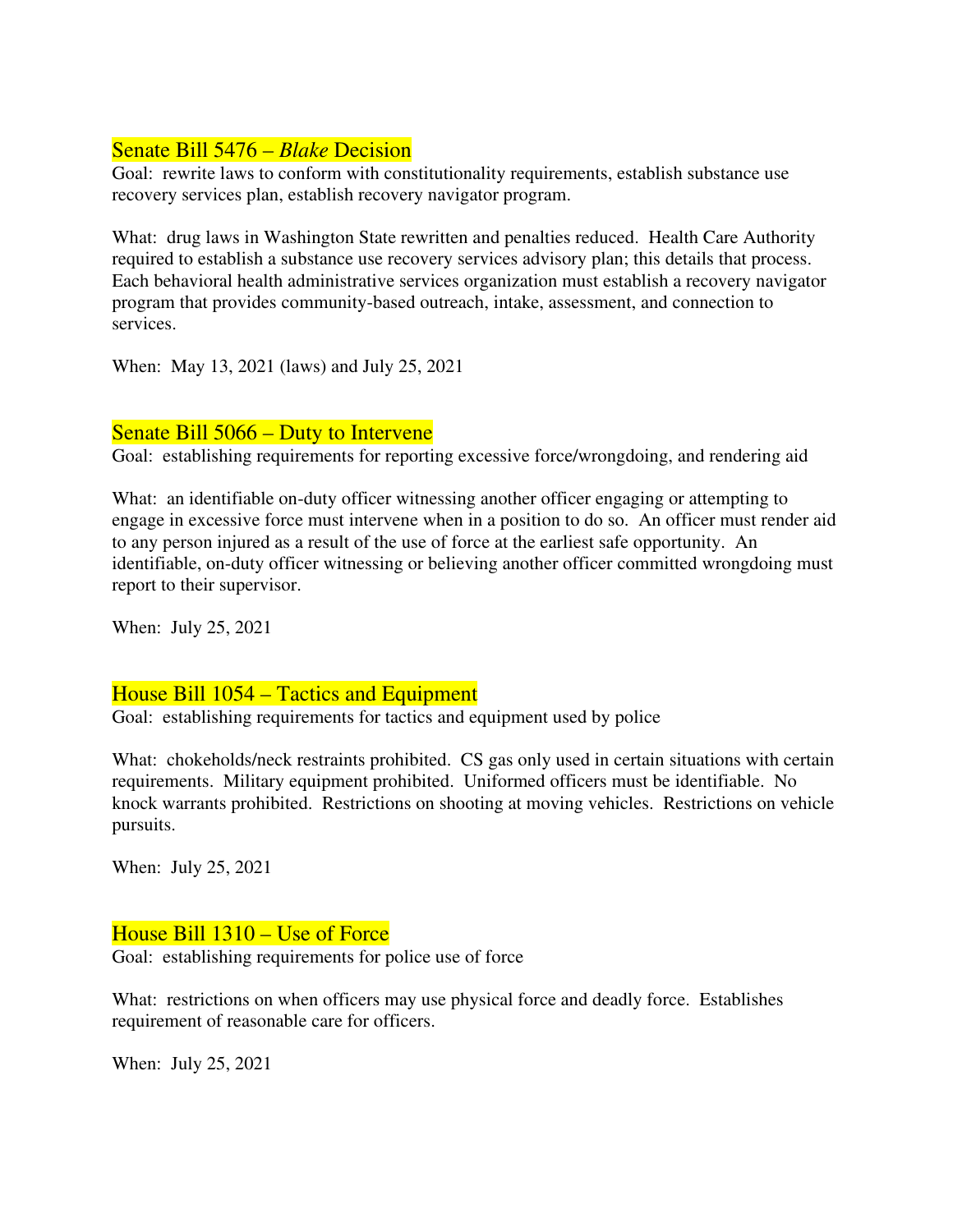## Senate Bill 5476 – *Blake* Decision

Goal: rewrite laws to conform with constitutionality requirements, establish substance use recovery services plan, establish recovery navigator program.

What: drug laws in Washington State rewritten and penalties reduced. Health Care Authority required to establish a substance use recovery services advisory plan; this details that process. Each behavioral health administrative services organization must establish a recovery navigator program that provides community-based outreach, intake, assessment, and connection to services.

When: May 13, 2021 (laws) and July 25, 2021

## Senate Bill 5066 – Duty to Intervene

Goal: establishing requirements for reporting excessive force/wrongdoing, and rendering aid

What: an identifiable on-duty officer witnessing another officer engaging or attempting to engage in excessive force must intervene when in a position to do so. An officer must render aid to any person injured as a result of the use of force at the earliest safe opportunity. An identifiable, on-duty officer witnessing or believing another officer committed wrongdoing must report to their supervisor.

When: July 25, 2021

## House Bill 1054 – Tactics and Equipment

Goal: establishing requirements for tactics and equipment used by police

What: chokeholds/neck restraints prohibited. CS gas only used in certain situations with certain requirements. Military equipment prohibited. Uniformed officers must be identifiable. No knock warrants prohibited. Restrictions on shooting at moving vehicles. Restrictions on vehicle pursuits.

When: July 25, 2021

## House Bill 1310 – Use of Force

Goal: establishing requirements for police use of force

What: restrictions on when officers may use physical force and deadly force. Establishes requirement of reasonable care for officers.

When: July 25, 2021